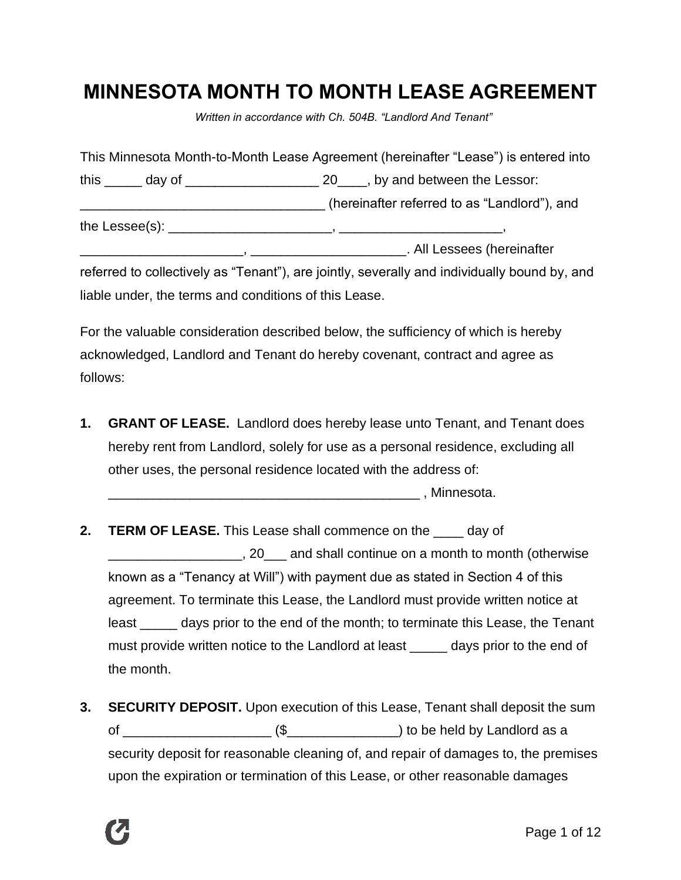# MINNESOTA MONTH TO MONTH LEASE AGREEMENT

*Written in accordance with Ch. 504B. "Landlord And Tenant"*

This Minnesota Month-to-Month Lease Agreement (hereinafter "Lease") is entered into this _____ day of __________________ 20____, by and between the Lessor: __________________________________ (hereinafter referred to as "Landlord"), and the Lessee(s): ______________________, ______________________, ______________________, _____________________. All Lessees (hereinafter referred to collectively as "Tenant"), are jointly, severally and individually bound by, and liable under, the terms and conditions of this Lease.

For the valuable consideration described below, the sufficiency of which is hereby acknowledged, Landlord and Tenant do hereby covenant, contract and agree as follows:

1. **GRANT OF LEASE.** Landlord does hereby lease unto Tenant, and Tenant does hereby rent from Landlord, solely for use as a personal residence, excluding all other uses, the personal residence located with the address of: ___________________________________________ , Minnesota.

2. **TERM OF LEASE.** This Lease shall commence on the ____ day of __________________, 20___ and shall continue on a month to month (otherwise known as a "Tenancy at Will") with payment due as stated in Section 4 of this agreement. To terminate this Lease, the Landlord must provide written notice at least _____ days prior to the end of the month; to terminate this Lease, the Tenant must provide written notice to the Landlord at least _____ days prior to the end of the month.

3. **SECURITY DEPOSIT.** Upon execution of this Lease, Tenant shall deposit the sum of ____________________ ($_______________) to be held by Landlord as a security deposit for reasonable cleaning of, and repair of damages to, the premises upon the expiration or termination of this Lease, or other reasonable damages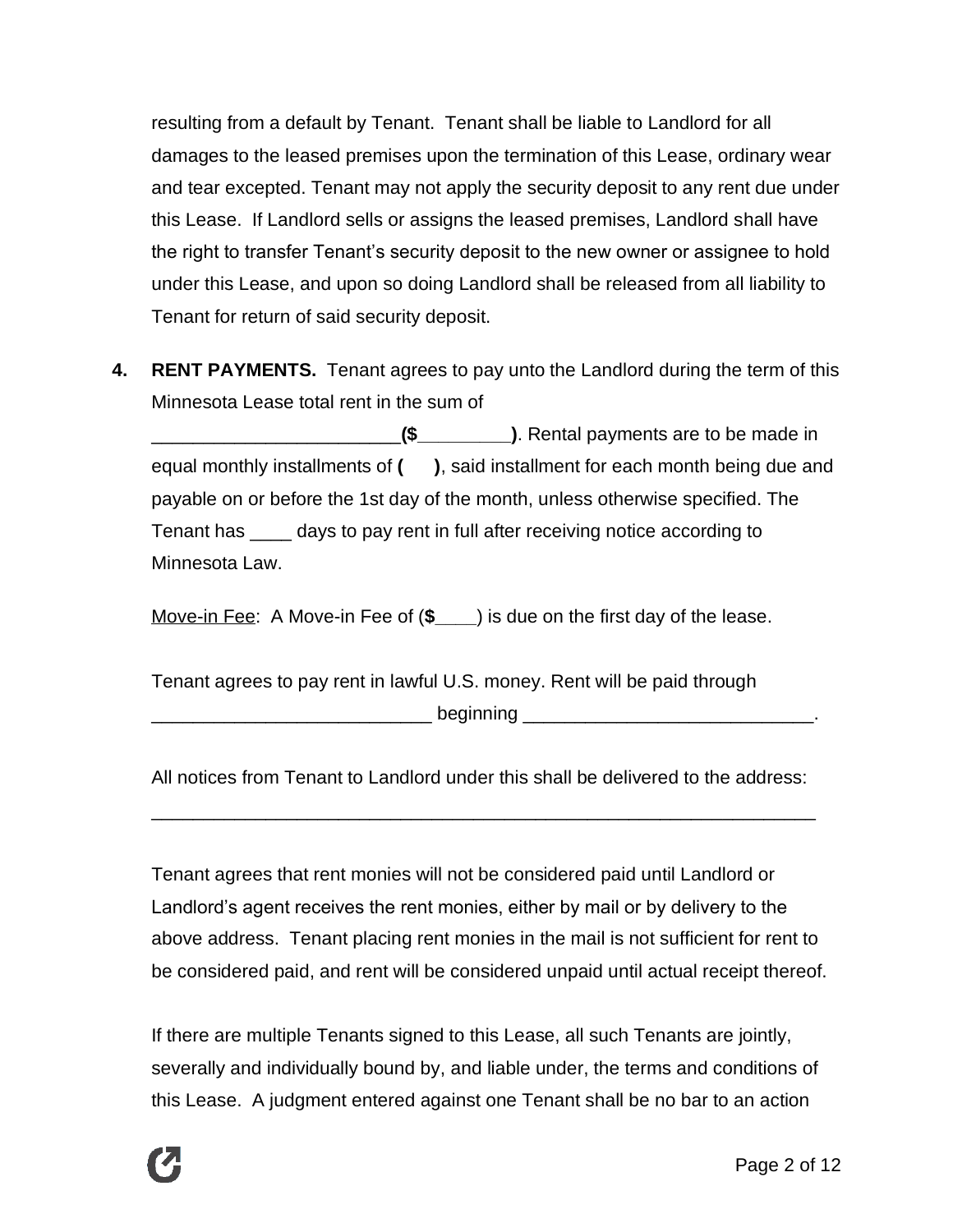resulting from a default by Tenant. Tenant shall be liable to Landlord for all damages to the leased premises upon the termination of this Lease, ordinary wear and tear excepted. Tenant may not apply the security deposit to any rent due under this Lease. If Landlord sells or assigns the leased premises, Landlord shall have the right to transfer Tenant's security deposit to the new owner or assignee to hold under this Lease, and upon so doing Landlord shall be released from all liability to Tenant for return of said security deposit.

**4. RENT PAYMENTS.** Tenant agrees to pay unto the Landlord during the term of this Minnesota Lease total rent in the sum of ________________________**($________)**. Rental payments are to be made in equal monthly installments of **(      )**, said installment for each month being due and payable on or before the 1st day of the month, unless otherwise specified. The Tenant has ____ days to pay rent in full after receiving notice according to Minnesota Law.

Move-in Fee: A Move-in Fee of (**$____**) is due on the first day of the lease.

Tenant agrees to pay rent in lawful U.S. money. Rent will be paid through ___________________________ beginning ____________________________.

All notices from Tenant to Landlord under this shall be delivered to the address: _________________________________________________________________

Tenant agrees that rent monies will not be considered paid until Landlord or Landlord's agent receives the rent monies, either by mail or by delivery to the above address. Tenant placing rent monies in the mail is not sufficient for rent to be considered paid, and rent will be considered unpaid until actual receipt thereof.

If there are multiple Tenants signed to this Lease, all such Tenants are jointly, severally and individually bound by, and liable under, the terms and conditions of this Lease. A judgment entered against one Tenant shall be no bar to an action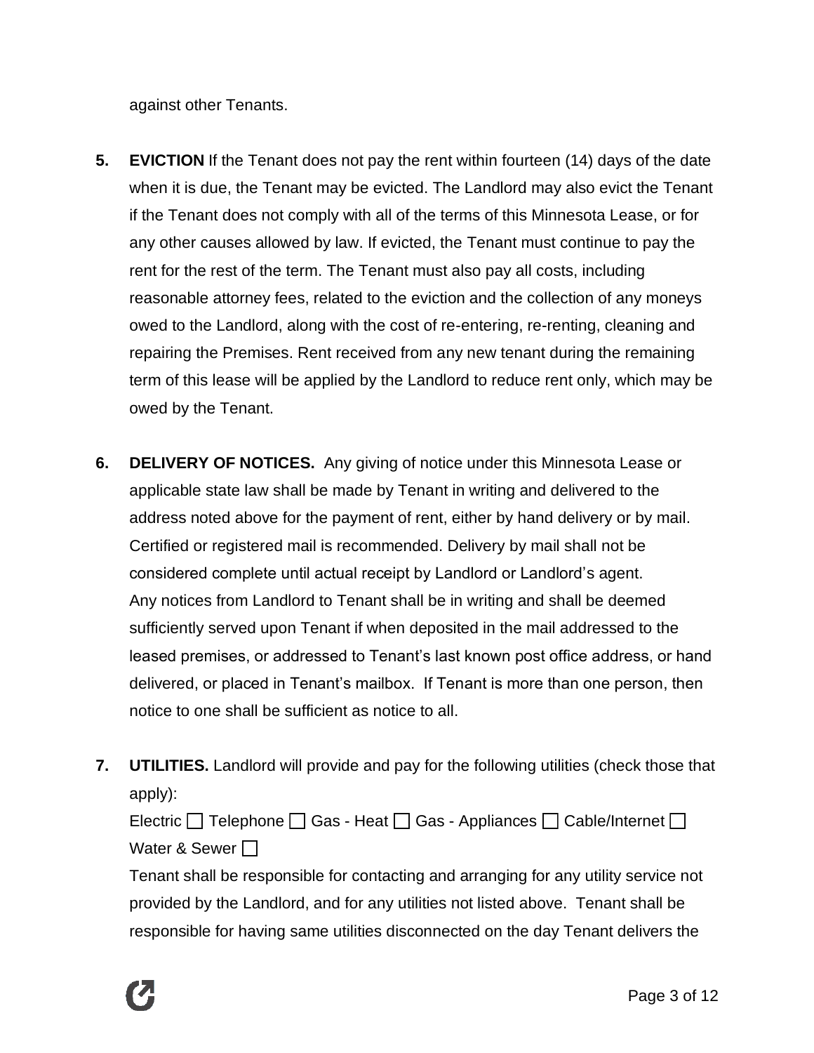against other Tenants.

5. **EVICTION** If the Tenant does not pay the rent within fourteen (14) days of the date when it is due, the Tenant may be evicted. The Landlord may also evict the Tenant if the Tenant does not comply with all of the terms of this Minnesota Lease, or for any other causes allowed by law. If evicted, the Tenant must continue to pay the rent for the rest of the term. The Tenant must also pay all costs, including reasonable attorney fees, related to the eviction and the collection of any moneys owed to the Landlord, along with the cost of re-entering, re-renting, cleaning and repairing the Premises. Rent received from any new tenant during the remaining term of this lease will be applied by the Landlord to reduce rent only, which may be owed by the Tenant.

6. **DELIVERY OF NOTICES.** Any giving of notice under this Minnesota Lease or applicable state law shall be made by Tenant in writing and delivered to the address noted above for the payment of rent, either by hand delivery or by mail. Certified or registered mail is recommended. Delivery by mail shall not be considered complete until actual receipt by Landlord or Landlord's agent. Any notices from Landlord to Tenant shall be in writing and shall be deemed sufficiently served upon Tenant if when deposited in the mail addressed to the leased premises, or addressed to Tenant's last known post office address, or hand delivered, or placed in Tenant's mailbox. If Tenant is more than one person, then notice to one shall be sufficient as notice to all.

7. **UTILITIES.** Landlord will provide and pay for the following utilities (check those that apply):
   Electric ☐ Telephone ☐ Gas - Heat ☐ Gas - Appliances ☐ Cable/Internet ☐ Water & Sewer ☐
   Tenant shall be responsible for contacting and arranging for any utility service not provided by the Landlord, and for any utilities not listed above. Tenant shall be responsible for having same utilities disconnected on the day Tenant delivers the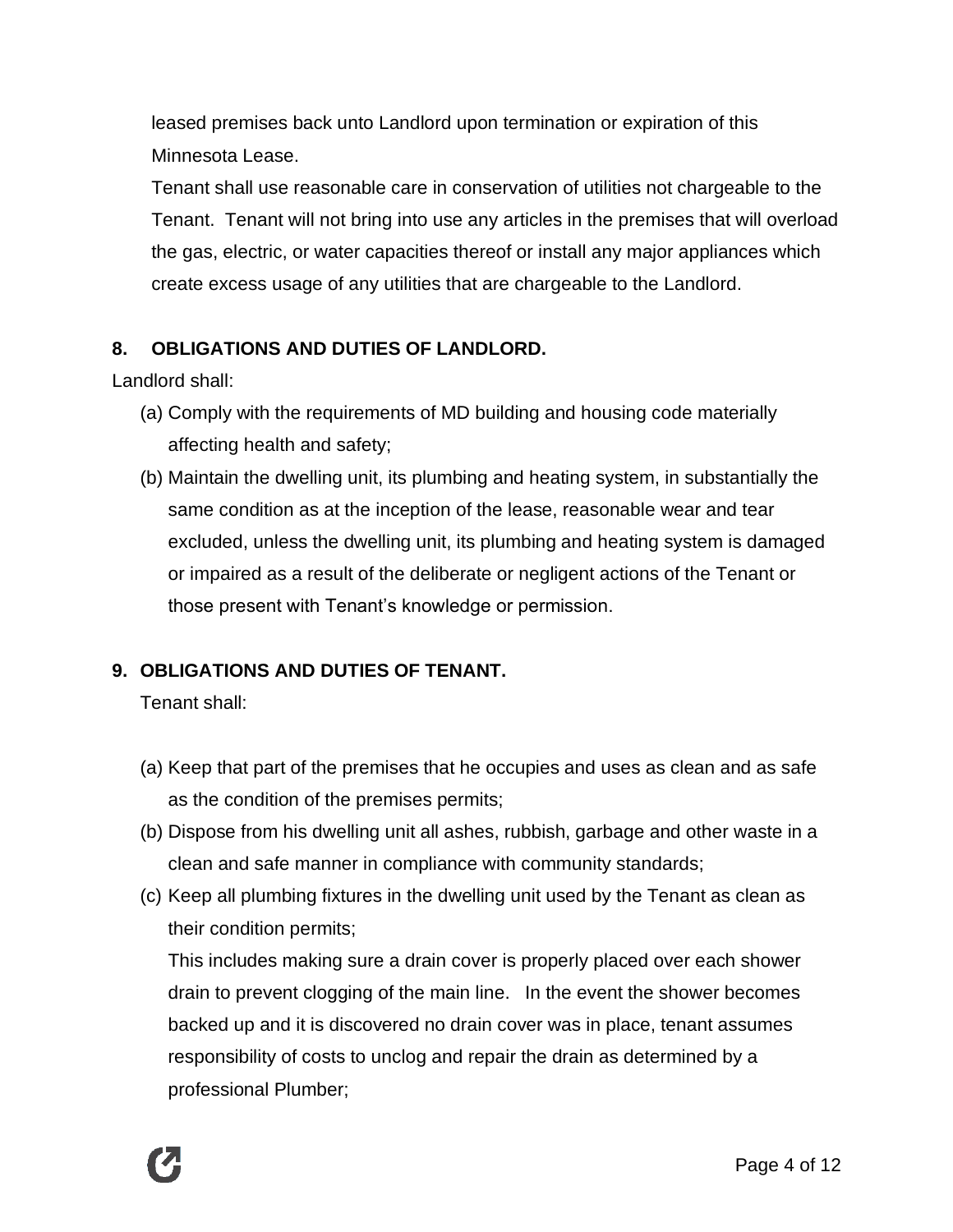leased premises back unto Landlord upon termination or expiration of this Minnesota Lease.

Tenant shall use reasonable care in conservation of utilities not chargeable to the Tenant.  Tenant will not bring into use any articles in the premises that will overload the gas, electric, or water capacities thereof or install any major appliances which create excess usage of any utilities that are chargeable to the Landlord.

**8. OBLIGATIONS AND DUTIES OF LANDLORD.**

Landlord shall:

(a) Comply with the requirements of MD building and housing code materially affecting health and safety;

(b) Maintain the dwelling unit, its plumbing and heating system, in substantially the same condition as at the inception of the lease, reasonable wear and tear excluded, unless the dwelling unit, its plumbing and heating system is damaged or impaired as a result of the deliberate or negligent actions of the Tenant or those present with Tenant's knowledge or permission.

**9. OBLIGATIONS AND DUTIES OF TENANT.**

Tenant shall:

(a) Keep that part of the premises that he occupies and uses as clean and as safe as the condition of the premises permits;

(b) Dispose from his dwelling unit all ashes, rubbish, garbage and other waste in a clean and safe manner in compliance with community standards;

(c) Keep all plumbing fixtures in the dwelling unit used by the Tenant as clean as their condition permits;
This includes making sure a drain cover is properly placed over each shower drain to prevent clogging of the main line.   In the event the shower becomes backed up and it is discovered no drain cover was in place, tenant assumes responsibility of costs to unclog and repair the drain as determined by a professional Plumber;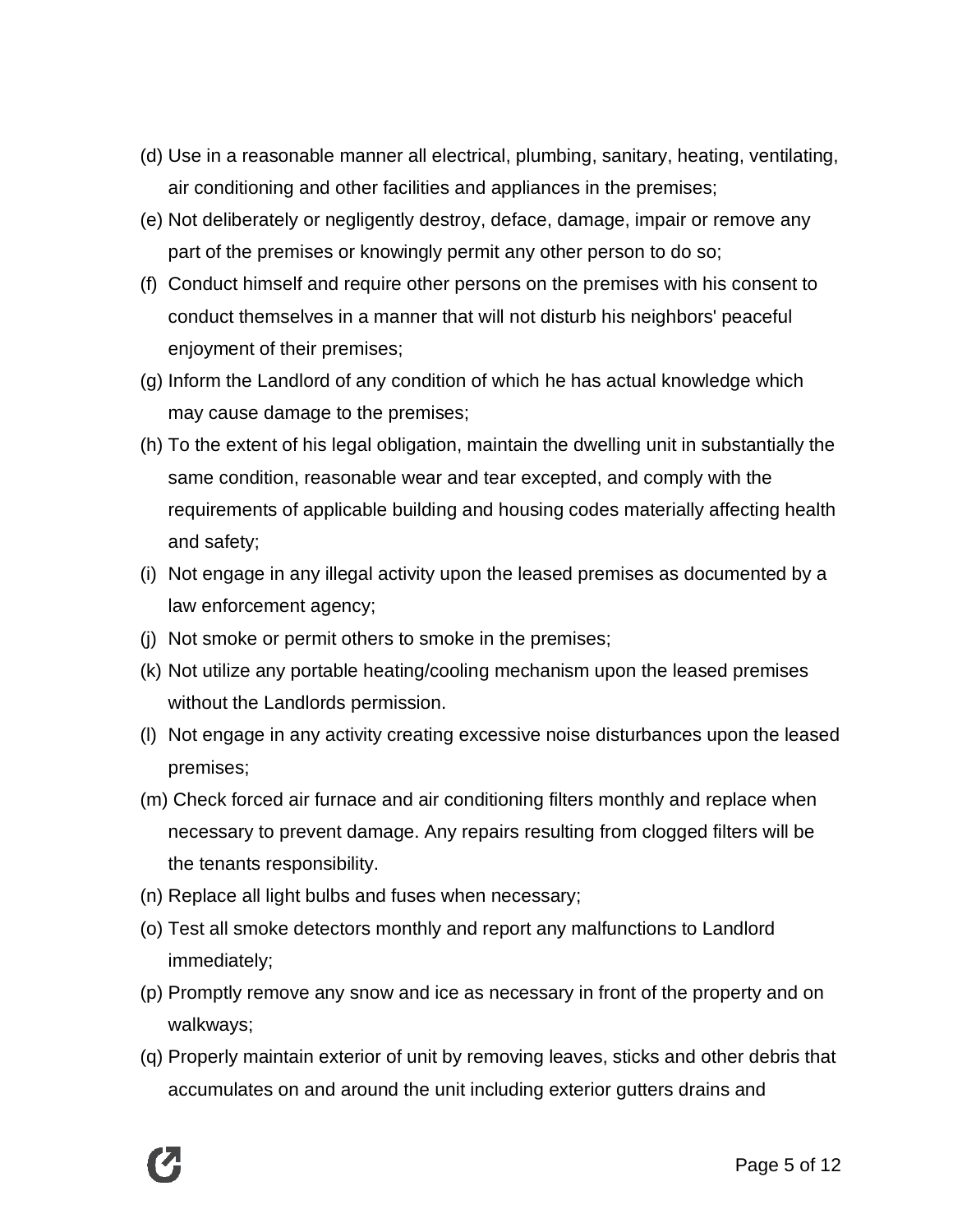(d) Use in a reasonable manner all electrical, plumbing, sanitary, heating, ventilating, air conditioning and other facilities and appliances in the premises;

(e) Not deliberately or negligently destroy, deface, damage, impair or remove any part of the premises or knowingly permit any other person to do so;

(f) Conduct himself and require other persons on the premises with his consent to conduct themselves in a manner that will not disturb his neighbors' peaceful enjoyment of their premises;

(g) Inform the Landlord of any condition of which he has actual knowledge which may cause damage to the premises;

(h) To the extent of his legal obligation, maintain the dwelling unit in substantially the same condition, reasonable wear and tear excepted, and comply with the requirements of applicable building and housing codes materially affecting health and safety;

(i) Not engage in any illegal activity upon the leased premises as documented by a law enforcement agency;

(j) Not smoke or permit others to smoke in the premises;

(k) Not utilize any portable heating/cooling mechanism upon the leased premises without the Landlords permission.

(l) Not engage in any activity creating excessive noise disturbances upon the leased premises;

(m) Check forced air furnace and air conditioning filters monthly and replace when necessary to prevent damage. Any repairs resulting from clogged filters will be the tenants responsibility.

(n) Replace all light bulbs and fuses when necessary;

(o) Test all smoke detectors monthly and report any malfunctions to Landlord immediately;

(p) Promptly remove any snow and ice as necessary in front of the property and on walkways;

(q) Properly maintain exterior of unit by removing leaves, sticks and other debris that accumulates on and around the unit including exterior gutters drains and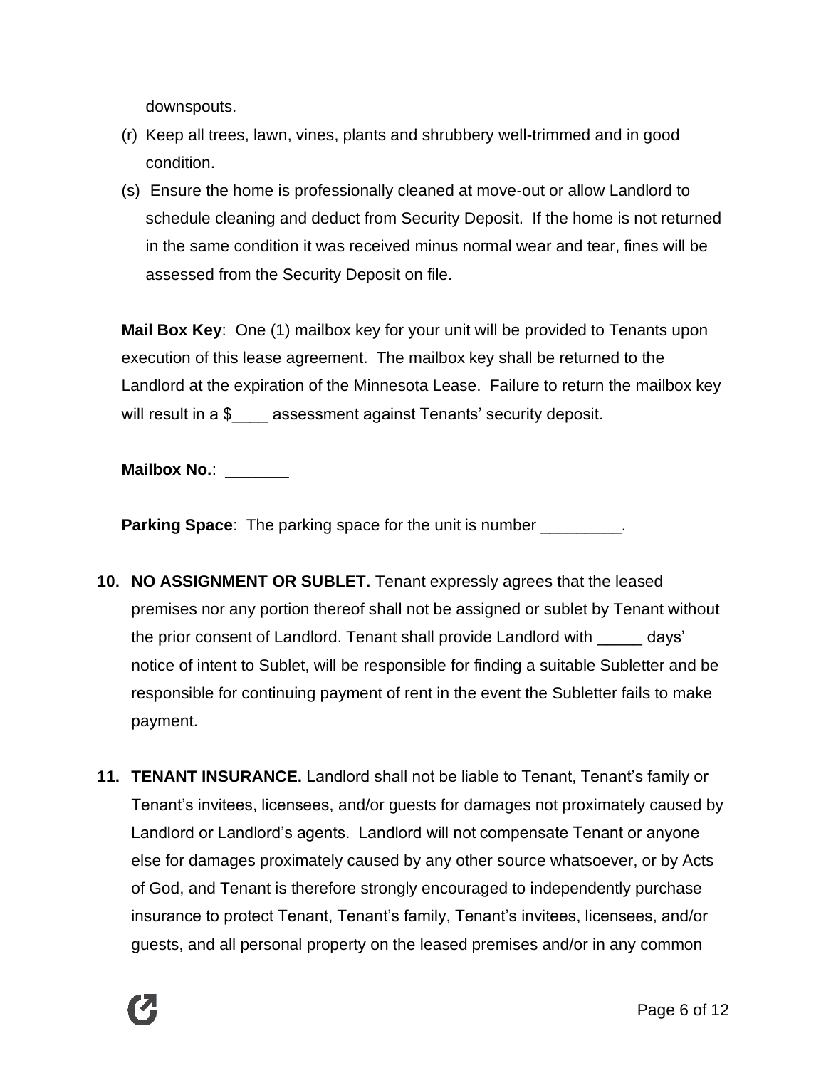downspouts.

(r) Keep all trees, lawn, vines, plants and shrubbery well-trimmed and in good condition.

(s) Ensure the home is professionally cleaned at move-out or allow Landlord to schedule cleaning and deduct from Security Deposit. If the home is not returned in the same condition it was received minus normal wear and tear, fines will be assessed from the Security Deposit on file.

**Mail Box Key**: One (1) mailbox key for your unit will be provided to Tenants upon execution of this lease agreement. The mailbox key shall be returned to the Landlord at the expiration of the Minnesota Lease. Failure to return the mailbox key will result in a $____ assessment against Tenants' security deposit.

**Mailbox No.**: _______

**Parking Space**: The parking space for the unit is number _________.

**10. NO ASSIGNMENT OR SUBLET.** Tenant expressly agrees that the leased premises nor any portion thereof shall not be assigned or sublet by Tenant without the prior consent of Landlord. Tenant shall provide Landlord with _____ days' notice of intent to Sublet, will be responsible for finding a suitable Subletter and be responsible for continuing payment of rent in the event the Subletter fails to make payment.

**11. TENANT INSURANCE.** Landlord shall not be liable to Tenant, Tenant's family or Tenant's invitees, licensees, and/or guests for damages not proximately caused by Landlord or Landlord's agents. Landlord will not compensate Tenant or anyone else for damages proximately caused by any other source whatsoever, or by Acts of God, and Tenant is therefore strongly encouraged to independently purchase insurance to protect Tenant, Tenant's family, Tenant's invitees, licensees, and/or guests, and all personal property on the leased premises and/or in any common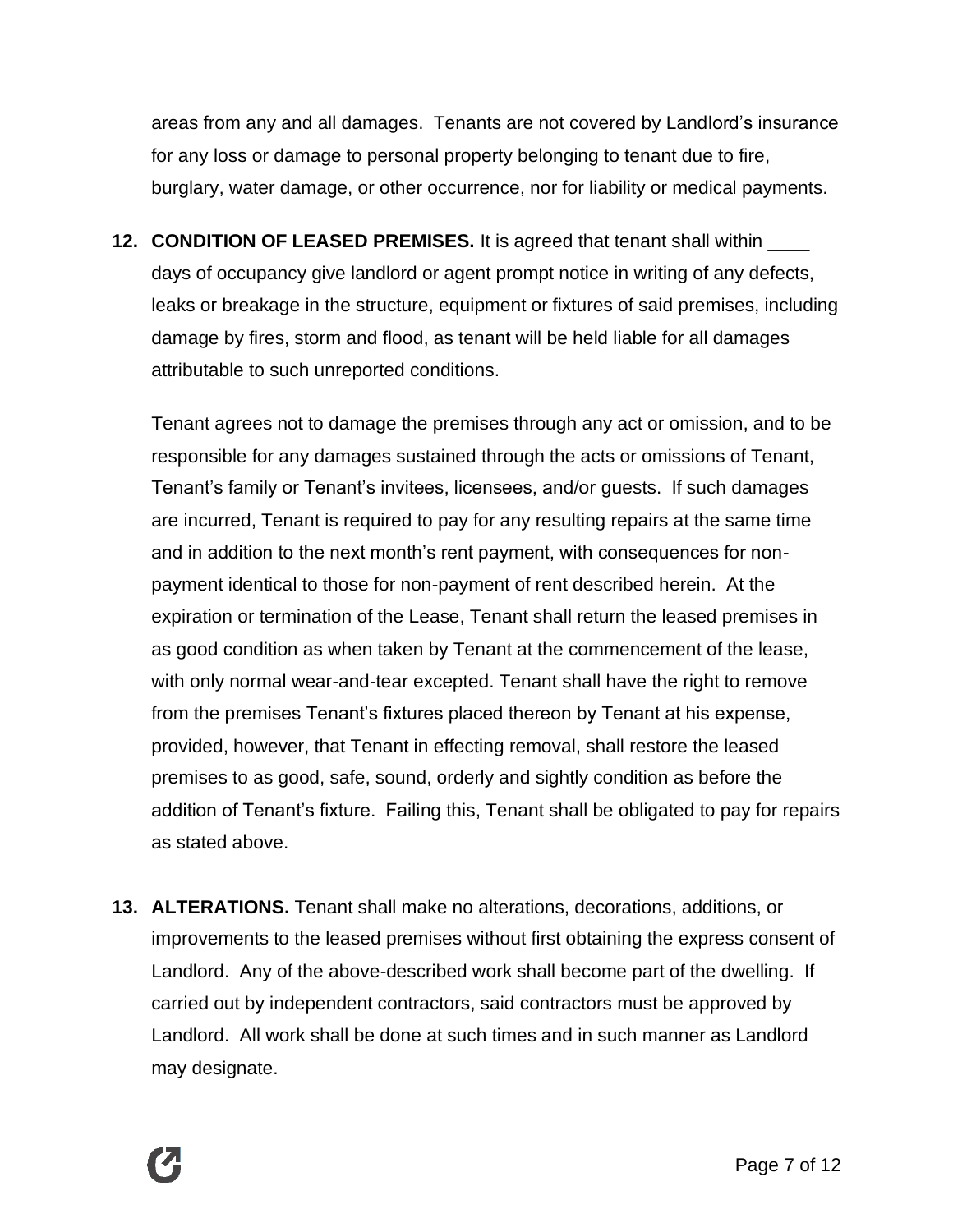areas from any and all damages. Tenants are not covered by Landlord's insurance for any loss or damage to personal property belonging to tenant due to fire, burglary, water damage, or other occurrence, nor for liability or medical payments.

**12. CONDITION OF LEASED PREMISES.** It is agreed that tenant shall within ____ days of occupancy give landlord or agent prompt notice in writing of any defects, leaks or breakage in the structure, equipment or fixtures of said premises, including damage by fires, storm and flood, as tenant will be held liable for all damages attributable to such unreported conditions.

Tenant agrees not to damage the premises through any act or omission, and to be responsible for any damages sustained through the acts or omissions of Tenant, Tenant's family or Tenant's invitees, licensees, and/or guests. If such damages are incurred, Tenant is required to pay for any resulting repairs at the same time and in addition to the next month's rent payment, with consequences for non-payment identical to those for non-payment of rent described herein. At the expiration or termination of the Lease, Tenant shall return the leased premises in as good condition as when taken by Tenant at the commencement of the lease, with only normal wear-and-tear excepted. Tenant shall have the right to remove from the premises Tenant's fixtures placed thereon by Tenant at his expense, provided, however, that Tenant in effecting removal, shall restore the leased premises to as good, safe, sound, orderly and sightly condition as before the addition of Tenant's fixture. Failing this, Tenant shall be obligated to pay for repairs as stated above.

**13. ALTERATIONS.** Tenant shall make no alterations, decorations, additions, or improvements to the leased premises without first obtaining the express consent of Landlord. Any of the above-described work shall become part of the dwelling. If carried out by independent contractors, said contractors must be approved by Landlord. All work shall be done at such times and in such manner as Landlord may designate.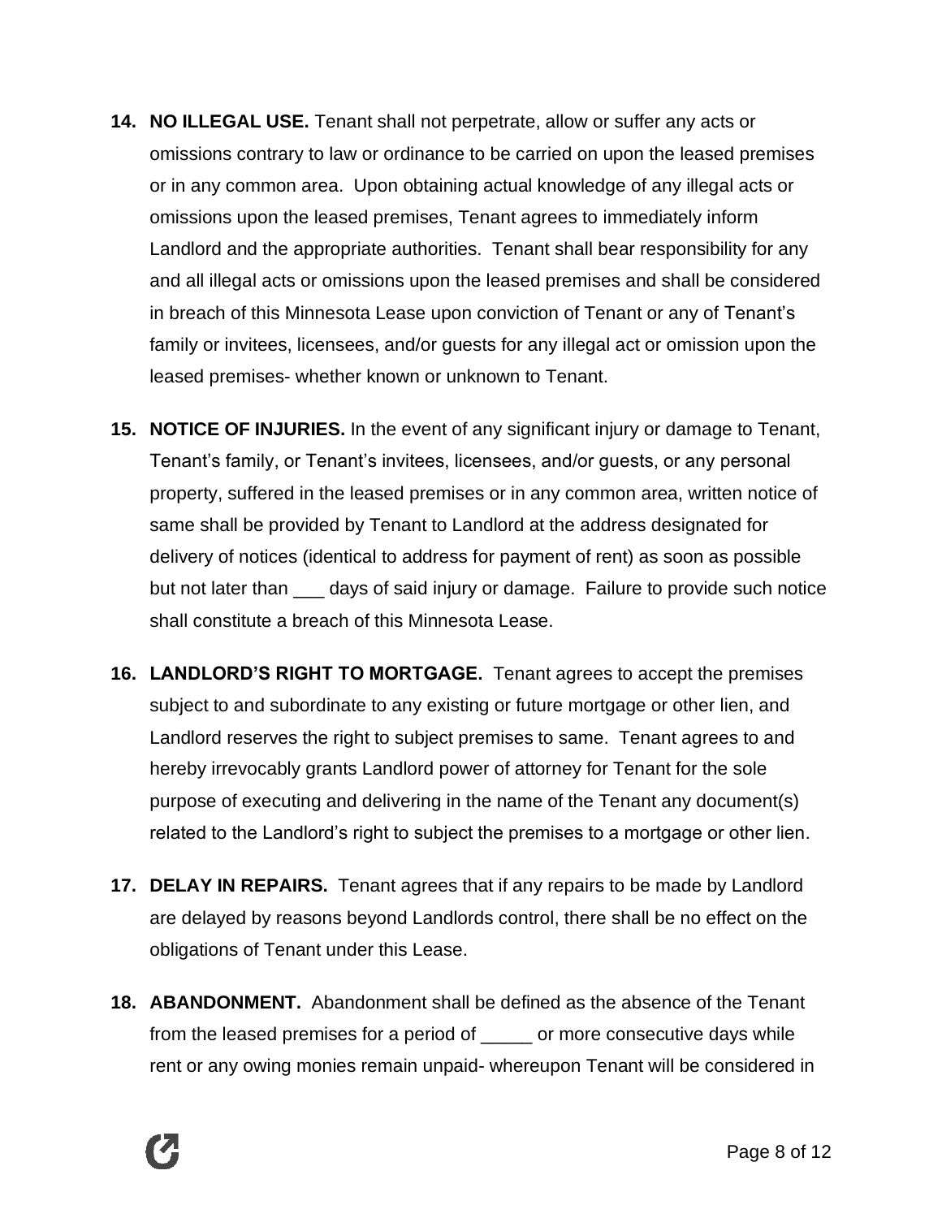14. **NO ILLEGAL USE.** Tenant shall not perpetrate, allow or suffer any acts or omissions contrary to law or ordinance to be carried on upon the leased premises or in any common area. Upon obtaining actual knowledge of any illegal acts or omissions upon the leased premises, Tenant agrees to immediately inform Landlord and the appropriate authorities. Tenant shall bear responsibility for any and all illegal acts or omissions upon the leased premises and shall be considered in breach of this Minnesota Lease upon conviction of Tenant or any of Tenant's family or invitees, licensees, and/or guests for any illegal act or omission upon the leased premises- whether known or unknown to Tenant.

15. **NOTICE OF INJURIES.** In the event of any significant injury or damage to Tenant, Tenant's family, or Tenant's invitees, licensees, and/or guests, or any personal property, suffered in the leased premises or in any common area, written notice of same shall be provided by Tenant to Landlord at the address designated for delivery of notices (identical to address for payment of rent) as soon as possible but not later than ___ days of said injury or damage. Failure to provide such notice shall constitute a breach of this Minnesota Lease.

16. **LANDLORD'S RIGHT TO MORTGAGE.** Tenant agrees to accept the premises subject to and subordinate to any existing or future mortgage or other lien, and Landlord reserves the right to subject premises to same. Tenant agrees to and hereby irrevocably grants Landlord power of attorney for Tenant for the sole purpose of executing and delivering in the name of the Tenant any document(s) related to the Landlord's right to subject the premises to a mortgage or other lien.

17. **DELAY IN REPAIRS.** Tenant agrees that if any repairs to be made by Landlord are delayed by reasons beyond Landlords control, there shall be no effect on the obligations of Tenant under this Lease.

18. **ABANDONMENT.** Abandonment shall be defined as the absence of the Tenant from the leased premises for a period of _____ or more consecutive days while rent or any owing monies remain unpaid- whereupon Tenant will be considered in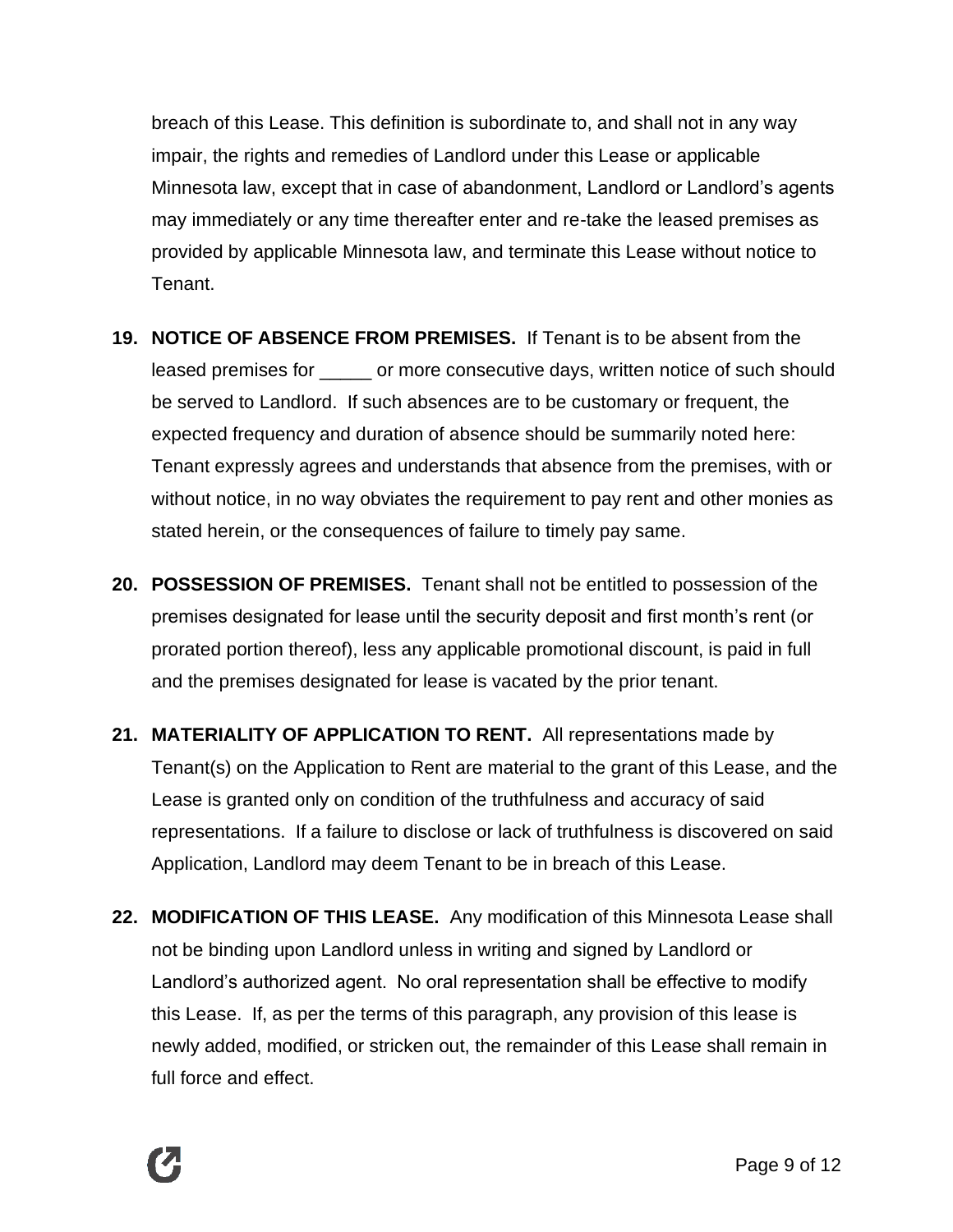breach of this Lease. This definition is subordinate to, and shall not in any way impair, the rights and remedies of Landlord under this Lease or applicable Minnesota law, except that in case of abandonment, Landlord or Landlord's agents may immediately or any time thereafter enter and re-take the leased premises as provided by applicable Minnesota law, and terminate this Lease without notice to Tenant.

19. **NOTICE OF ABSENCE FROM PREMISES.** If Tenant is to be absent from the leased premises for _____ or more consecutive days, written notice of such should be served to Landlord. If such absences are to be customary or frequent, the expected frequency and duration of absence should be summarily noted here: Tenant expressly agrees and understands that absence from the premises, with or without notice, in no way obviates the requirement to pay rent and other monies as stated herein, or the consequences of failure to timely pay same.

20. **POSSESSION OF PREMISES.** Tenant shall not be entitled to possession of the premises designated for lease until the security deposit and first month's rent (or prorated portion thereof), less any applicable promotional discount, is paid in full and the premises designated for lease is vacated by the prior tenant.

21. **MATERIALITY OF APPLICATION TO RENT.** All representations made by Tenant(s) on the Application to Rent are material to the grant of this Lease, and the Lease is granted only on condition of the truthfulness and accuracy of said representations. If a failure to disclose or lack of truthfulness is discovered on said Application, Landlord may deem Tenant to be in breach of this Lease.

22. **MODIFICATION OF THIS LEASE.** Any modification of this Minnesota Lease shall not be binding upon Landlord unless in writing and signed by Landlord or Landlord's authorized agent. No oral representation shall be effective to modify this Lease. If, as per the terms of this paragraph, any provision of this lease is newly added, modified, or stricken out, the remainder of this Lease shall remain in full force and effect.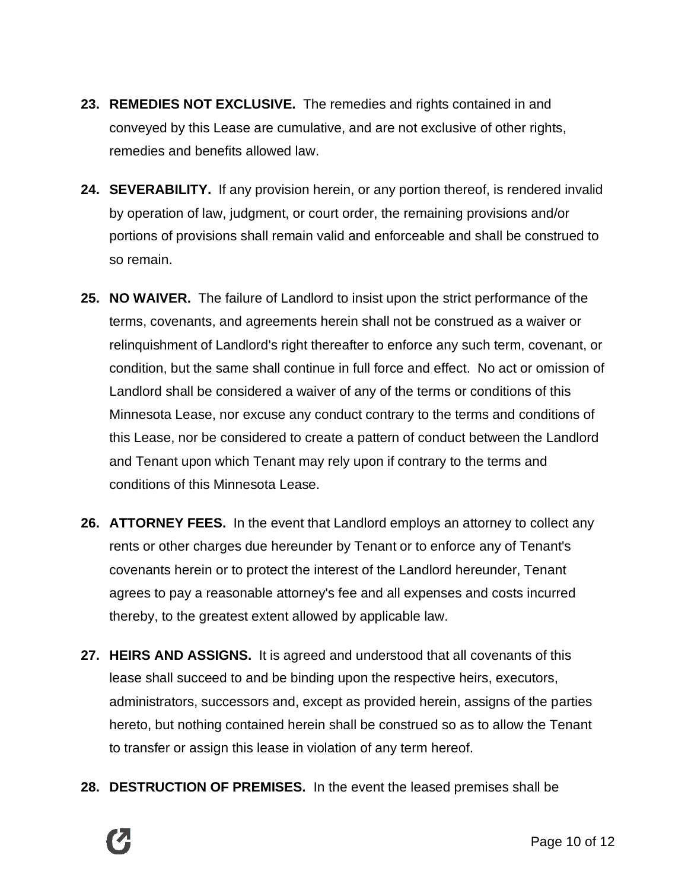**23. REMEDIES NOT EXCLUSIVE.** The remedies and rights contained in and conveyed by this Lease are cumulative, and are not exclusive of other rights, remedies and benefits allowed law.

**24. SEVERABILITY.** If any provision herein, or any portion thereof, is rendered invalid by operation of law, judgment, or court order, the remaining provisions and/or portions of provisions shall remain valid and enforceable and shall be construed to so remain.

**25. NO WAIVER.** The failure of Landlord to insist upon the strict performance of the terms, covenants, and agreements herein shall not be construed as a waiver or relinquishment of Landlord's right thereafter to enforce any such term, covenant, or condition, but the same shall continue in full force and effect. No act or omission of Landlord shall be considered a waiver of any of the terms or conditions of this Minnesota Lease, nor excuse any conduct contrary to the terms and conditions of this Lease, nor be considered to create a pattern of conduct between the Landlord and Tenant upon which Tenant may rely upon if contrary to the terms and conditions of this Minnesota Lease.

**26. ATTORNEY FEES.** In the event that Landlord employs an attorney to collect any rents or other charges due hereunder by Tenant or to enforce any of Tenant's covenants herein or to protect the interest of the Landlord hereunder, Tenant agrees to pay a reasonable attorney's fee and all expenses and costs incurred thereby, to the greatest extent allowed by applicable law.

**27. HEIRS AND ASSIGNS.** It is agreed and understood that all covenants of this lease shall succeed to and be binding upon the respective heirs, executors, administrators, successors and, except as provided herein, assigns of the parties hereto, but nothing contained herein shall be construed so as to allow the Tenant to transfer or assign this lease in violation of any term hereof.

**28. DESTRUCTION OF PREMISES.** In the event the leased premises shall be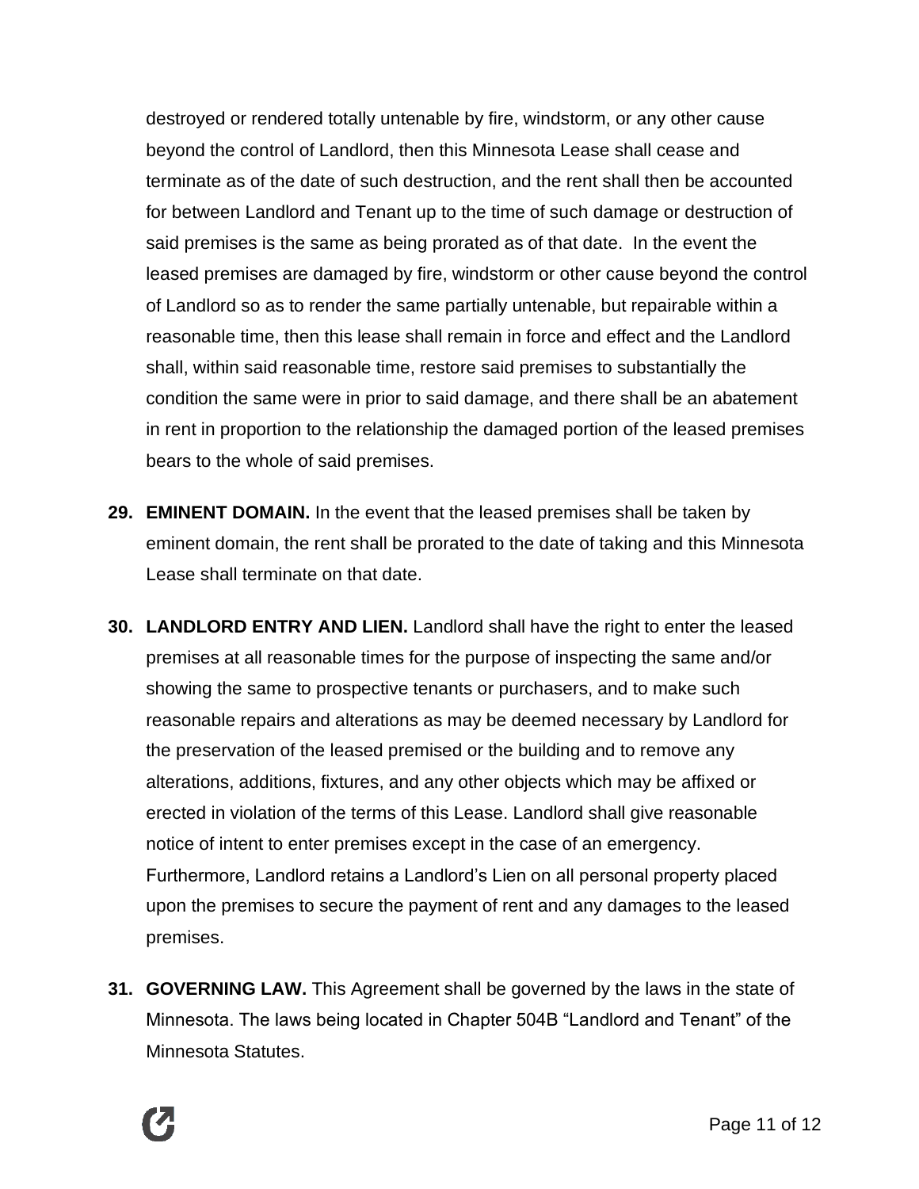destroyed or rendered totally untenable by fire, windstorm, or any other cause beyond the control of Landlord, then this Minnesota Lease shall cease and terminate as of the date of such destruction, and the rent shall then be accounted for between Landlord and Tenant up to the time of such damage or destruction of said premises is the same as being prorated as of that date. In the event the leased premises are damaged by fire, windstorm or other cause beyond the control of Landlord so as to render the same partially untenable, but repairable within a reasonable time, then this lease shall remain in force and effect and the Landlord shall, within said reasonable time, restore said premises to substantially the condition the same were in prior to said damage, and there shall be an abatement in rent in proportion to the relationship the damaged portion of the leased premises bears to the whole of said premises.

29. **EMINENT DOMAIN.** In the event that the leased premises shall be taken by eminent domain, the rent shall be prorated to the date of taking and this Minnesota Lease shall terminate on that date.

30. **LANDLORD ENTRY AND LIEN.** Landlord shall have the right to enter the leased premises at all reasonable times for the purpose of inspecting the same and/or showing the same to prospective tenants or purchasers, and to make such reasonable repairs and alterations as may be deemed necessary by Landlord for the preservation of the leased premised or the building and to remove any alterations, additions, fixtures, and any other objects which may be affixed or erected in violation of the terms of this Lease. Landlord shall give reasonable notice of intent to enter premises except in the case of an emergency. Furthermore, Landlord retains a Landlord's Lien on all personal property placed upon the premises to secure the payment of rent and any damages to the leased premises.

31. **GOVERNING LAW.** This Agreement shall be governed by the laws in the state of Minnesota. The laws being located in Chapter 504B "Landlord and Tenant" of the Minnesota Statutes.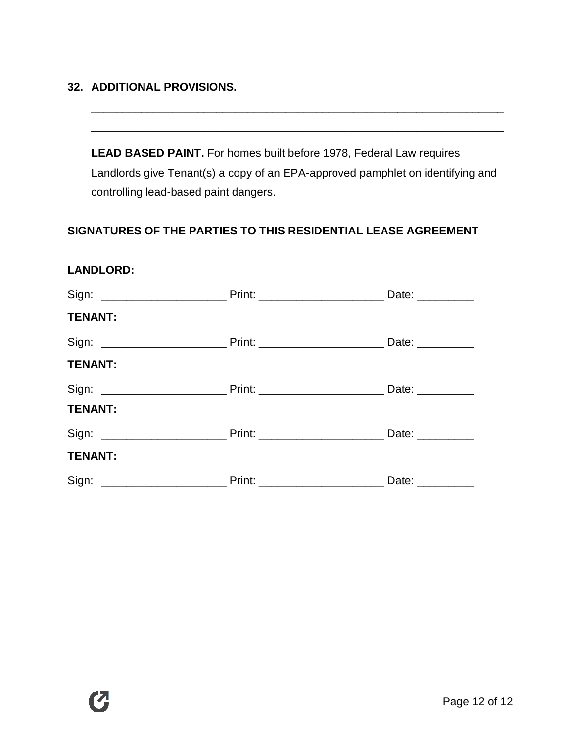**32. ADDITIONAL PROVISIONS.**

____________________________________________________________________

____________________________________________________________________

**LEAD BASED PAINT.** For homes built before 1978, Federal Law requires Landlords give Tenant(s) a copy of an EPA-approved pamphlet on identifying and controlling lead-based paint dangers.

**SIGNATURES OF THE PARTIES TO THIS RESIDENTIAL LEASE AGREEMENT**

**LANDLORD:**

Sign: ____________________ Print: ____________________ Date: _________

**TENANT:**

Sign: ____________________ Print: ____________________ Date: _________

**TENANT:**

Sign: ____________________ Print: ____________________ Date: _________

**TENANT:**

Sign: ____________________ Print: ____________________ Date: _________

**TENANT:**

Sign: ____________________ Print: ____________________ Date: _________